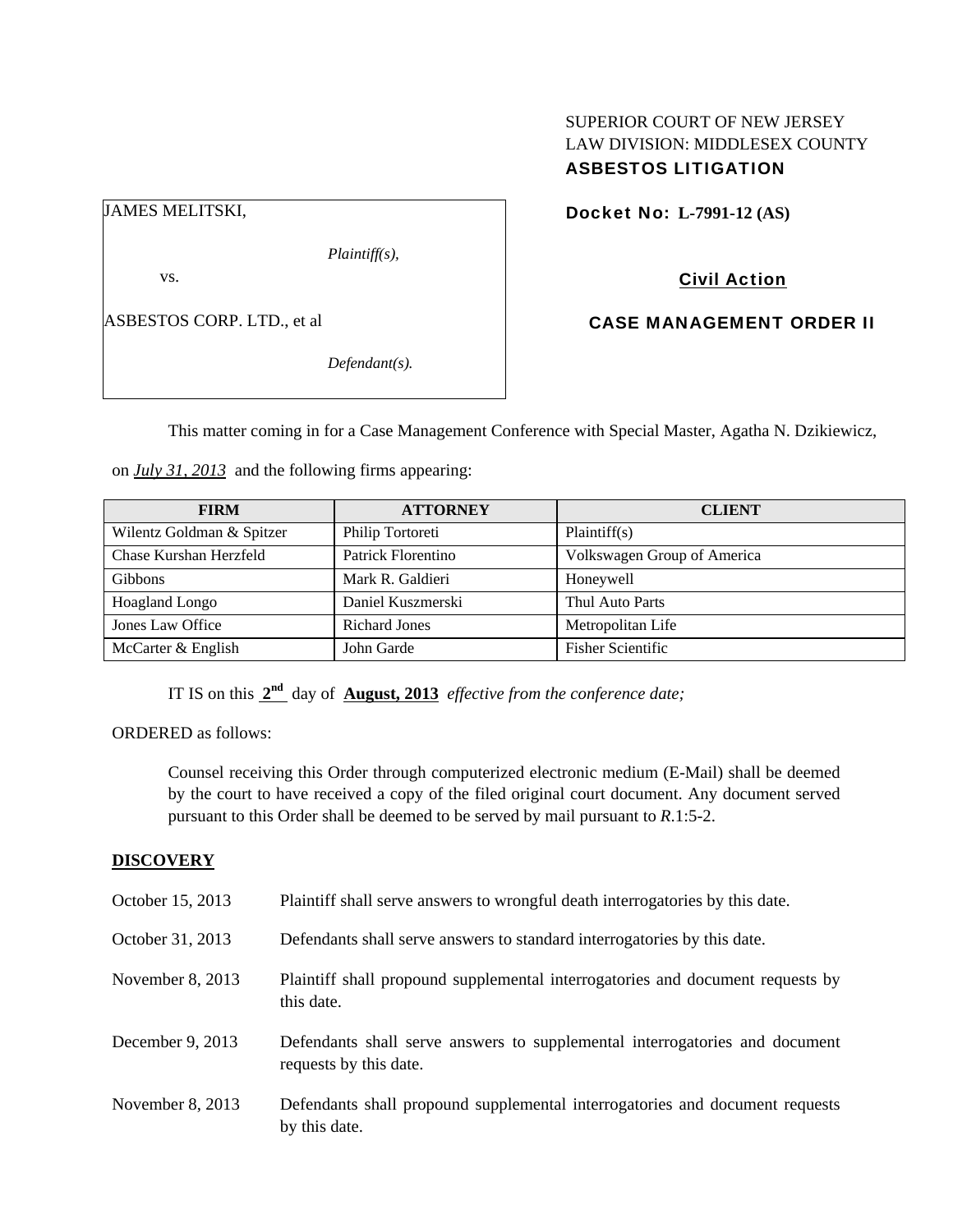SUPERIOR COURT OF NEW JERSEY
LAW DIVISION: MIDDLESEX COUNTY
**ASBESTOS LITIGATION**

| JAMES MELITSKI, |
|---|
| *Plaintiff(s),* |
| vs. |
| ASBESTOS CORP. LTD., et al |
| *Defendant(s).* |

**Docket No: L-7991-12 (AS)**

**Civil Action**

**CASE MANAGEMENT ORDER II**

This matter coming in for a Case Management Conference with Special Master, Agatha N. Dzikiewicz, on *July 31, 2013* and the following firms appearing:

| FIRM | ATTORNEY | CLIENT |
|---|---|---|
| Wilentz Goldman & Spitzer | Philip Tortoreti | Plaintiff(s) |
| Chase Kurshan Herzfeld | Patrick Florentino | Volkswagen Group of America |
| Gibbons | Mark R. Galdieri | Honeywell |
| Hoagland Longo | Daniel Kuszmerski | Thul Auto Parts |
| Jones Law Office | Richard Jones | Metropolitan Life |
| McCarter & English | John Garde | Fisher Scientific |

IT IS on this **2nd** day of **August, 2013** *effective from the conference date;*

ORDERED as follows:

Counsel receiving this Order through computerized electronic medium (E-Mail) shall be deemed by the court to have received a copy of the filed original court document. Any document served pursuant to this Order shall be deemed to be served by mail pursuant to *R*.1:5-2.

**DISCOVERY**

| | |
|---|---|
| October 15, 2013 | Plaintiff shall serve answers to wrongful death interrogatories by this date. |
| October 31, 2013 | Defendants shall serve answers to standard interrogatories by this date. |
| November 8, 2013 | Plaintiff shall propound supplemental interrogatories and document requests by this date. |
| December 9, 2013 | Defendants shall serve answers to supplemental interrogatories and document requests by this date. |
| November 8, 2013 | Defendants shall propound supplemental interrogatories and document requests by this date. |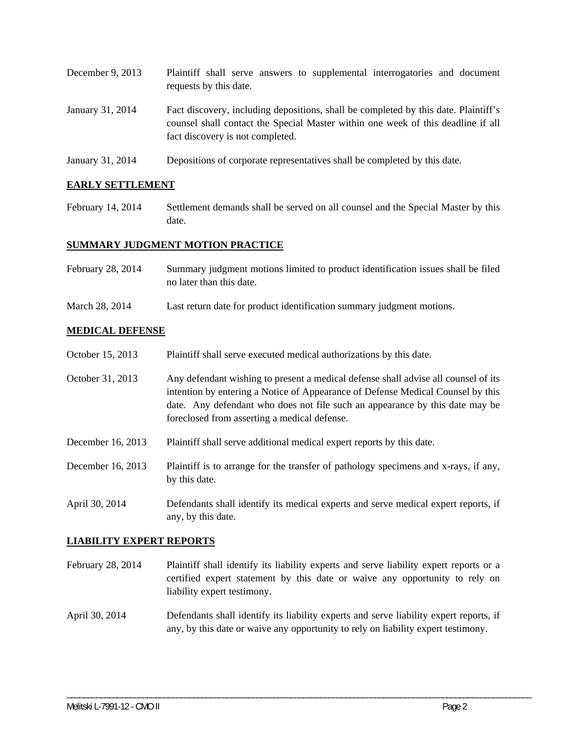| | |
|---|---|
| December 9, 2013 | Plaintiff shall serve answers to supplemental interrogatories and document requests by this date. |
| January 31, 2014 | Fact discovery, including depositions, shall be completed by this date. Plaintiff's counsel shall contact the Special Master within one week of this deadline if all fact discovery is not completed. |
| January 31, 2014 | Depositions of corporate representatives shall be completed by this date. |

## EARLY SETTLEMENT

| | |
|---|---|
| February 14, 2014 | Settlement demands shall be served on all counsel and the Special Master by this date. |

## SUMMARY JUDGMENT MOTION PRACTICE

| | |
|---|---|
| February 28, 2014 | Summary judgment motions limited to product identification issues shall be filed no later than this date. |
| March 28, 2014 | Last return date for product identification summary judgment motions. |

## MEDICAL DEFENSE

| | |
|---|---|
| October 15, 2013 | Plaintiff shall serve executed medical authorizations by this date. |
| October 31, 2013 | Any defendant wishing to present a medical defense shall advise all counsel of its intention by entering a Notice of Appearance of Defense Medical Counsel by this date. Any defendant who does not file such an appearance by this date may be foreclosed from asserting a medical defense. |
| December 16, 2013 | Plaintiff shall serve additional medical expert reports by this date. |
| December 16, 2013 | Plaintiff is to arrange for the transfer of pathology specimens and x-rays, if any, by this date. |
| April 30, 2014 | Defendants shall identify its medical experts and serve medical expert reports, if any, by this date. |

## LIABILITY EXPERT REPORTS

| | |
|---|---|
| February 28, 2014 | Plaintiff shall identify its liability experts and serve liability expert reports or a certified expert statement by this date or waive any opportunity to rely on liability expert testimony. |
| April 30, 2014 | Defendants shall identify its liability experts and serve liability expert reports, if any, by this date or waive any opportunity to rely on liability expert testimony. |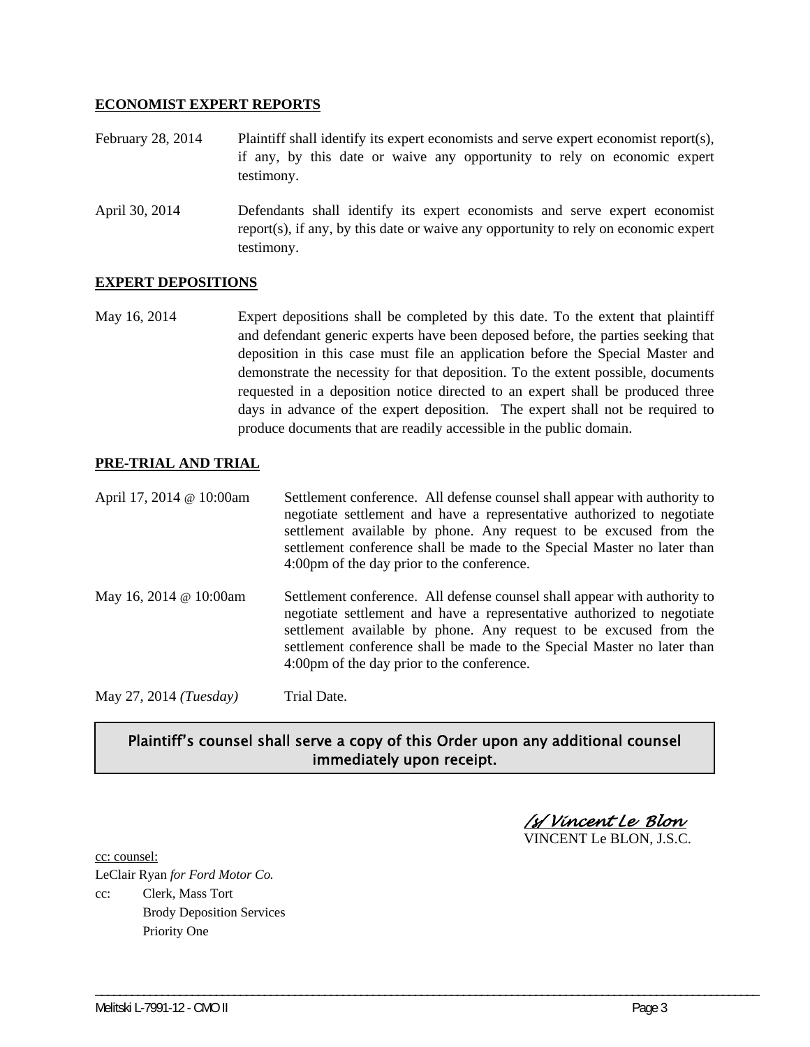**ECONOMIST EXPERT REPORTS**

| | |
|---|---|
| February 28, 2014 | Plaintiff shall identify its expert economists and serve expert economist report(s), if any, by this date or waive any opportunity to rely on economic expert testimony. |
| April 30, 2014 | Defendants shall identify its expert economists and serve expert economist report(s), if any, by this date or waive any opportunity to rely on economic expert testimony. |

**EXPERT DEPOSITIONS**

| | |
|---|---|
| May 16, 2014 | Expert depositions shall be completed by this date. To the extent that plaintiff and defendant generic experts have been deposed before, the parties seeking that deposition in this case must file an application before the Special Master and demonstrate the necessity for that deposition. To the extent possible, documents requested in a deposition notice directed to an expert shall be produced three days in advance of the expert deposition. The expert shall not be required to produce documents that are readily accessible in the public domain. |

**PRE-TRIAL AND TRIAL**

| | |
|---|---|
| April 17, 2014 @ 10:00am | Settlement conference. All defense counsel shall appear with authority to negotiate settlement and have a representative authorized to negotiate settlement available by phone. Any request to be excused from the settlement conference shall be made to the Special Master no later than 4:00pm of the day prior to the conference. |
| May 16, 2014 @ 10:00am | Settlement conference. All defense counsel shall appear with authority to negotiate settlement and have a representative authorized to negotiate settlement available by phone. Any request to be excused from the settlement conference shall be made to the Special Master no later than 4:00pm of the day prior to the conference. |
| May 27, 2014 *(Tuesday)* | Trial Date. |

**Plaintiff's counsel shall serve a copy of this Order upon any additional counsel immediately upon receipt.**

*/s/ Vincent Le Blon*
VINCENT Le BLON, J.S.C.

cc: counsel:
LeClair Ryan *for Ford Motor Co.*
cc: Clerk, Mass Tort
Brody Deposition Services
Priority One

Melitski L-7991-12 - CMO II